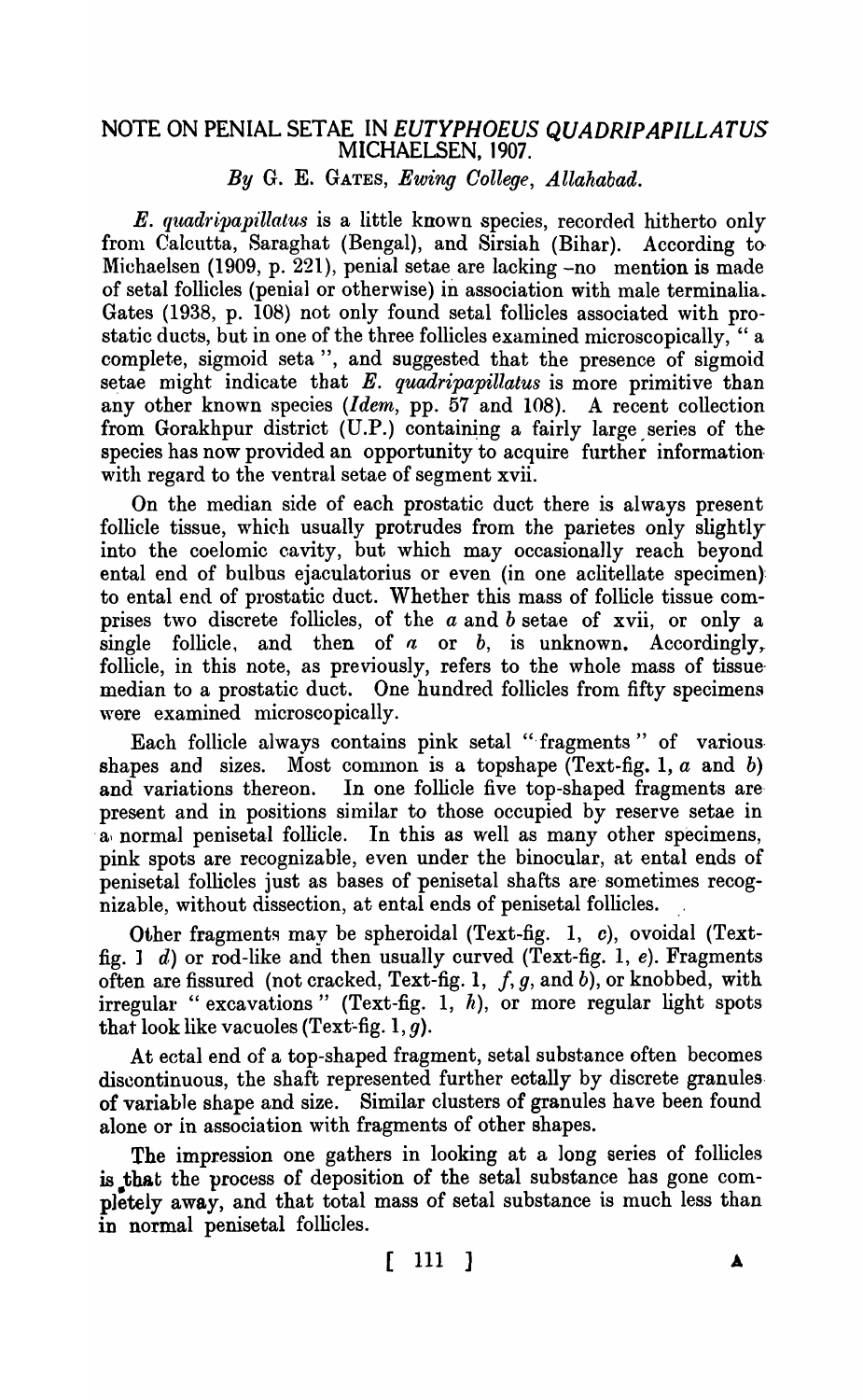# NOTE ON PENIAL SETAE IN *EUTYPHOEUS QUADRIPAPILLATUS* MICHAELSEN, 1907.

*By* G. E. GATES, *Ewing College, Allahabad.*

*E. quadripapillatus* is a little known species, recorded hitherto only from Calcutta, Saraghat (Bengal), and Sirsiah (Bihar). According to Michaelsen (1909, p. 221), penial setae are lacking -no mention is made of setal follicles (penial or otherwise) in association with male terminalia. Gates (1938, p. 108) not only found setal follicles associated with prostatic ducts, but in one of the three follicles examined microscopically, " a complete, sigmoid seta ", and suggested that the presence of sigmoid setae might indicate that *E. quadripapillatus* is more primitive than any other known species (*Idem*, pp. 57 and 108). A recent collection from Gorakhpur district (U.P.) containing a fairly large series of the species has now provided an opportunity to acquire further information with regard to the ventral setae of segment xvii.

On the median side of each prostatic duct there is always present follicle tissue, which usually protrudes from the parietes only slightly into the coelomic cavity, but which may occasionally reach beyond ental end of bulbus ejaculatorius or even (in one aclitellate specimen) to ental end of prostatic duct. Whether this mass of follicle tissue comprises two discrete follicles, of the *a* and *b* setae of xvii, or only a single follicle, and then of *a* or *b*, is unknown. Accordingly, follicle, in this note, as previously, refers to the whole mass of tissue median to a prostatic duct. One hundred follicles from fifty specimens were examined microscopically.

Each follicle always contains pink setal " fragments " of various shapes and sizes. Most common is a topshape (Text-fig. 1, *a* and *b*) and variations thereon. In one follicle five top-shaped fragments are present and in positions similar to those occupied by reserve setae in a normal penisetal follicle. In this as well as many other specimens, pink spots are recognizable, even under the binocular, at ental ends of penisetal follicles just as bases of penisetal shafts are sometimes recognizable, without dissection, at ental ends of penisetal follicles.

Other fragments may be spheroidal (Text-fig. 1, *c*), ovoidal (Text-fig. 1 *d*) or rod-like and then usually curved (Text-fig. 1, *e*). Fragments often are fissured (not cracked, Text-fig. 1, *f*, *g*, and *b*), or knobbed, with irregular " excavations " (Text-fig. 1, *h*), or more regular light spots that look like vacuoles (Text-fig. 1, *g*).

At ectal end of a top-shaped fragment, setal substance often becomes discontinuous, the shaft represented further ectally by discrete granules of variable shape and size. Similar clusters of granules have been found alone or in association with fragments of other shapes.

The impression one gathers in looking at a long series of follicles is that the process of deposition of the setal substance has gone completely away, and that total mass of setal substance is much less than in normal penisetal follicles.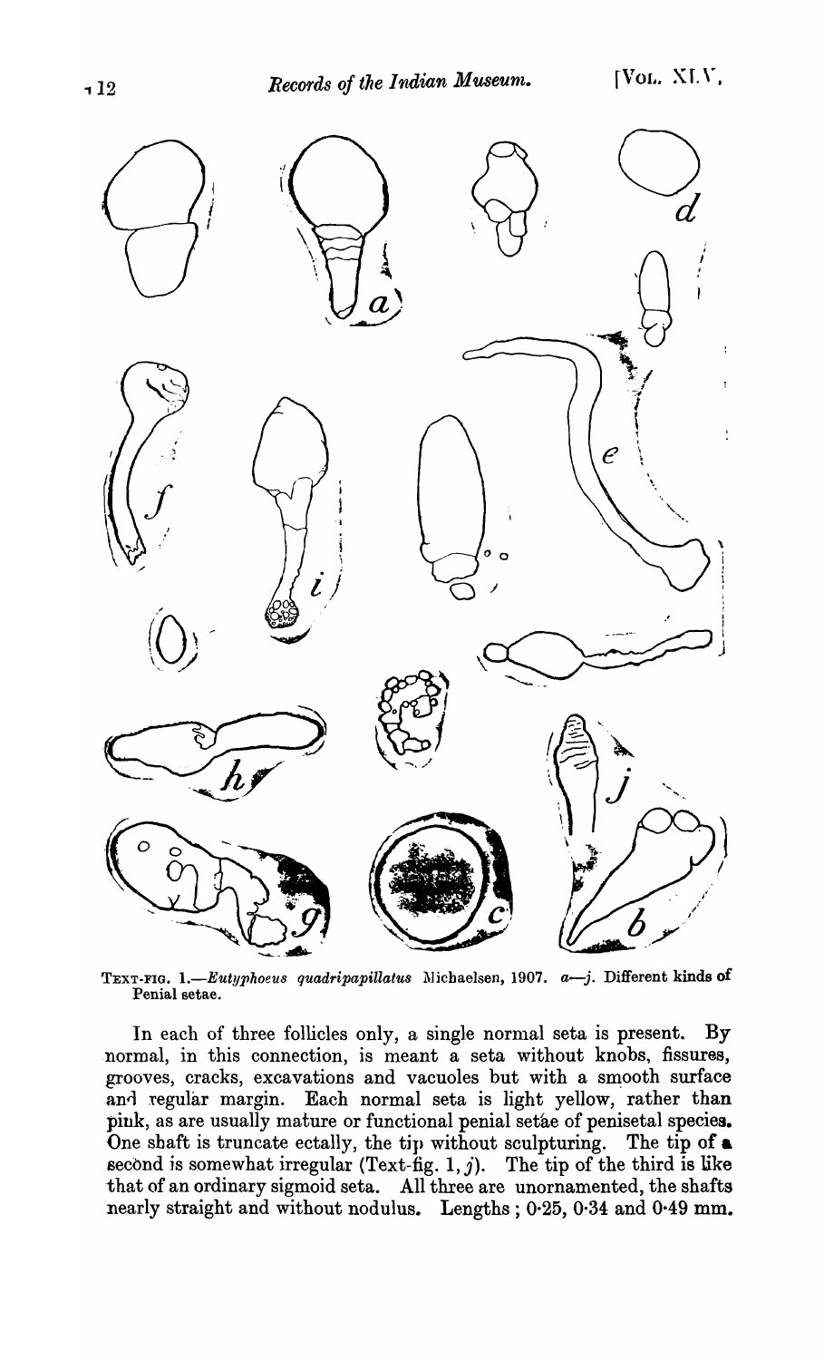TEXT-FIG. 1.—*Eutyphoeus quadripapillatus* Michaelsen, 1907. *a—j*. Different kinds of Penial setae.

In each of three follicles only, a single normal seta is present. By normal, in this connection, is meant a seta without knobs, fissures, grooves, cracks, excavations and vacuoles but with a smooth surface and regular margin. Each normal seta is light yellow, rather than pink, as are usually mature or functional penial setae of penisetal species. One shaft is truncate ectally, the tip without sculpturing. The tip of a second is somewhat irregular (Text-fig. 1, *j*). The tip of the third is like that of an ordinary sigmoid seta. All three are unornamented, the shafts nearly straight and without nodulus. Lengths; 0·25, 0·34 and 0·49 mm.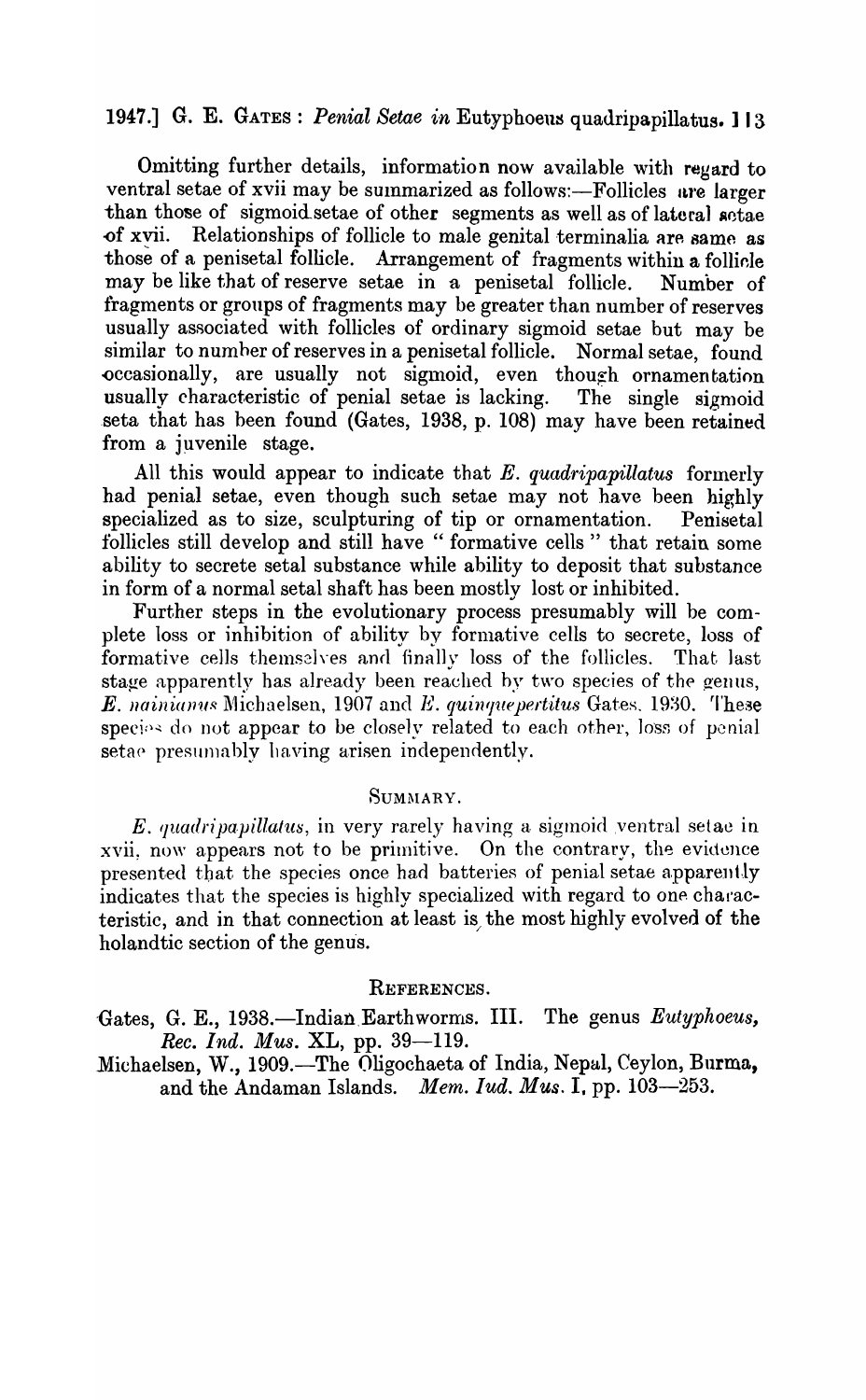Omitting further details, information now available with regard to ventral setae of xvii may be summarized as follows:—Follicles are larger than those of sigmoid setae of other segments as well as of lateral setae of xvii. Relationships of follicle to male genital terminalia are same as those of a penisetal follicle. Arrangement of fragments within a follicle may be like that of reserve setae in a penisetal follicle. Number of fragments or groups of fragments may be greater than number of reserves usually associated with follicles of ordinary sigmoid setae but may be similar to number of reserves in a penisetal follicle. Normal setae, found occasionally, are usually not sigmoid, even though ornamentation usually characteristic of penial setae is lacking. The single sigmoid seta that has been found (Gates, 1938, p. 108) may have been retained from a juvenile stage.

All this would appear to indicate that *E. quadripapillatus* formerly had penial setae, even though such setae may not have been highly specialized as to size, sculpturing of tip or ornamentation. Penisetal follicles still develop and still have " formative cells " that retain some ability to secrete setal substance while ability to deposit that substance in form of a normal setal shaft has been mostly lost or inhibited.

Further steps in the evolutionary process presumably will be complete loss or inhibition of ability by formative cells to secrete, loss of formative cells themselves and finally loss of the follicles. That last stage apparently has already been reached by two species of the genus, *E. nainianus* Michaelsen, 1907 and *E. quinquepertitus* Gates, 1930. These species do not appear to be closely related to each other, loss of penial setae presumably having arisen independently.

## SUMMARY.

*E. quadripapillatus*, in very rarely having a sigmoid ventral setae in xvii, now appears not to be primitive. On the contrary, the evidence presented that the species once had batteries of penial setae apparently indicates that the species is highly specialized with regard to one characteristic, and in that connection at least is the most highly evolved of the holandtic section of the genus.

## REFERENCES.

Gates, G. E., 1938.—Indian Earthworms. III. The genus *Eutyphoeus*, *Rec. Ind. Mus.* XL, pp. 39—119.

Michaelsen, W., 1909.—The Oligochaeta of India, Nepal, Ceylon, Burma, and the Andaman Islands. *Mem. Iud. Mus.* I, pp. 103—253.